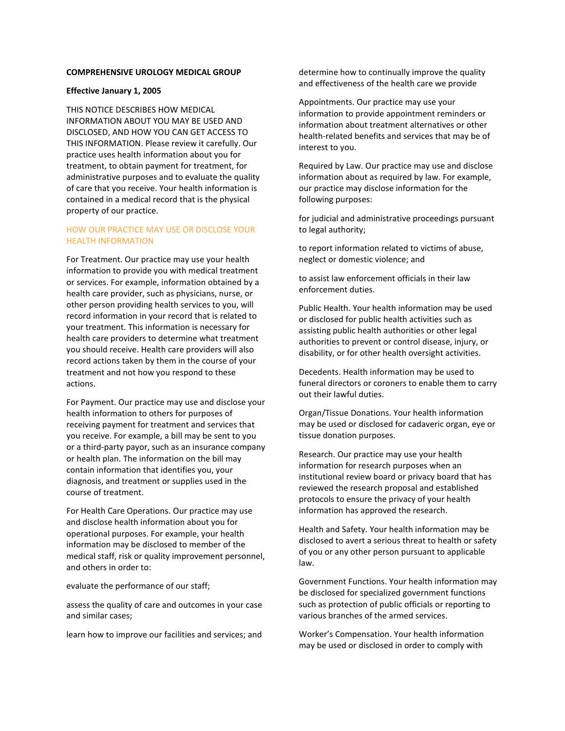**COMPREHENSIVE UROLOGY MEDICAL GROUP**

**Effective January 1, 2005**

THIS NOTICE DESCRIBES HOW MEDICAL INFORMATION ABOUT YOU MAY BE USED AND DISCLOSED, AND HOW YOU CAN GET ACCESS TO THIS INFORMATION. Please review it carefully. Our practice uses health information about you for treatment, to obtain payment for treatment, for administrative purposes and to evaluate the quality of care that you receive. Your health information is contained in a medical record that is the physical property of our practice.

## HOW OUR PRACTICE MAY USE OR DISCLOSE YOUR HEALTH INFORMATION

For Treatment. Our practice may use your health information to provide you with medical treatment or services. For example, information obtained by a health care provider, such as physicians, nurse, or other person providing health services to you, will record information in your record that is related to your treatment. This information is necessary for health care providers to determine what treatment you should receive. Health care providers will also record actions taken by them in the course of your treatment and not how you respond to these actions.

For Payment. Our practice may use and disclose your health information to others for purposes of receiving payment for treatment and services that you receive. For example, a bill may be sent to you or a third-party payor, such as an insurance company or health plan. The information on the bill may contain information that identifies you, your diagnosis, and treatment or supplies used in the course of treatment.

For Health Care Operations. Our practice may use and disclose health information about you for operational purposes. For example, your health information may be disclosed to member of the medical staff, risk or quality improvement personnel, and others in order to:

evaluate the performance of our staff;

assess the quality of care and outcomes in your case and similar cases;

learn how to improve our facilities and services; and

determine how to continually improve the quality and effectiveness of the health care we provide

Appointments. Our practice may use your information to provide appointment reminders or information about treatment alternatives or other health-related benefits and services that may be of interest to you.

Required by Law. Our practice may use and disclose information about as required by law. For example, our practice may disclose information for the following purposes:

for judicial and administrative proceedings pursuant to legal authority;

to report information related to victims of abuse, neglect or domestic violence; and

to assist law enforcement officials in their law enforcement duties.

Public Health. Your health information may be used or disclosed for public health activities such as assisting public health authorities or other legal authorities to prevent or control disease, injury, or disability, or for other health oversight activities.

Decedents. Health information may be used to funeral directors or coroners to enable them to carry out their lawful duties.

Organ/Tissue Donations. Your health information may be used or disclosed for cadaveric organ, eye or tissue donation purposes.

Research. Our practice may use your health information for research purposes when an institutional review board or privacy board that has reviewed the research proposal and established protocols to ensure the privacy of your health information has approved the research.

Health and Safety. Your health information may be disclosed to avert a serious threat to health or safety of you or any other person pursuant to applicable law.

Government Functions. Your health information may be disclosed for specialized government functions such as protection of public officials or reporting to various branches of the armed services.

Worker's Compensation. Your health information may be used or disclosed in order to comply with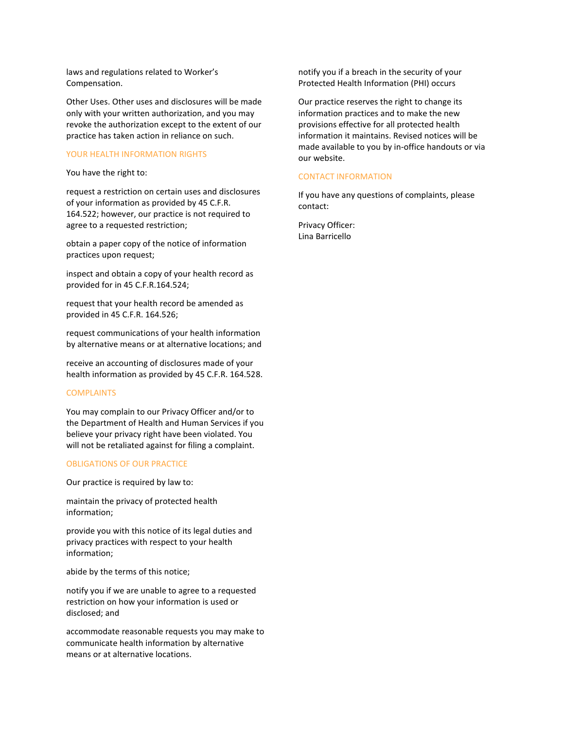laws and regulations related to Worker's Compensation.

Other Uses. Other uses and disclosures will be made only with your written authorization, and you may revoke the authorization except to the extent of our practice has taken action in reliance on such.

## YOUR HEALTH INFORMATION RIGHTS

You have the right to:

request a restriction on certain uses and disclosures of your information as provided by 45 C.F.R. 164.522; however, our practice is not required to agree to a requested restriction;

obtain a paper copy of the notice of information practices upon request;

inspect and obtain a copy of your health record as provided for in 45 C.F.R.164.524;

request that your health record be amended as provided in 45 C.F.R. 164.526;

request communications of your health information by alternative means or at alternative locations; and

receive an accounting of disclosures made of your health information as provided by 45 C.F.R. 164.528.

## COMPLAINTS

You may complain to our Privacy Officer and/or to the Department of Health and Human Services if you believe your privacy right have been violated. You will not be retaliated against for filing a complaint.

## OBLIGATIONS OF OUR PRACTICE

Our practice is required by law to:

maintain the privacy of protected health information;

provide you with this notice of its legal duties and privacy practices with respect to your health information;

abide by the terms of this notice;

notify you if we are unable to agree to a requested restriction on how your information is used or disclosed; and

accommodate reasonable requests you may make to communicate health information by alternative means or at alternative locations.

notify you if a breach in the security of your Protected Health Information (PHI) occurs

Our practice reserves the right to change its information practices and to make the new provisions effective for all protected health information it maintains. Revised notices will be made available to you by in-office handouts or via our website.

## CONTACT INFORMATION

If you have any questions of complaints, please contact:

Privacy Officer:
Lina Barricello